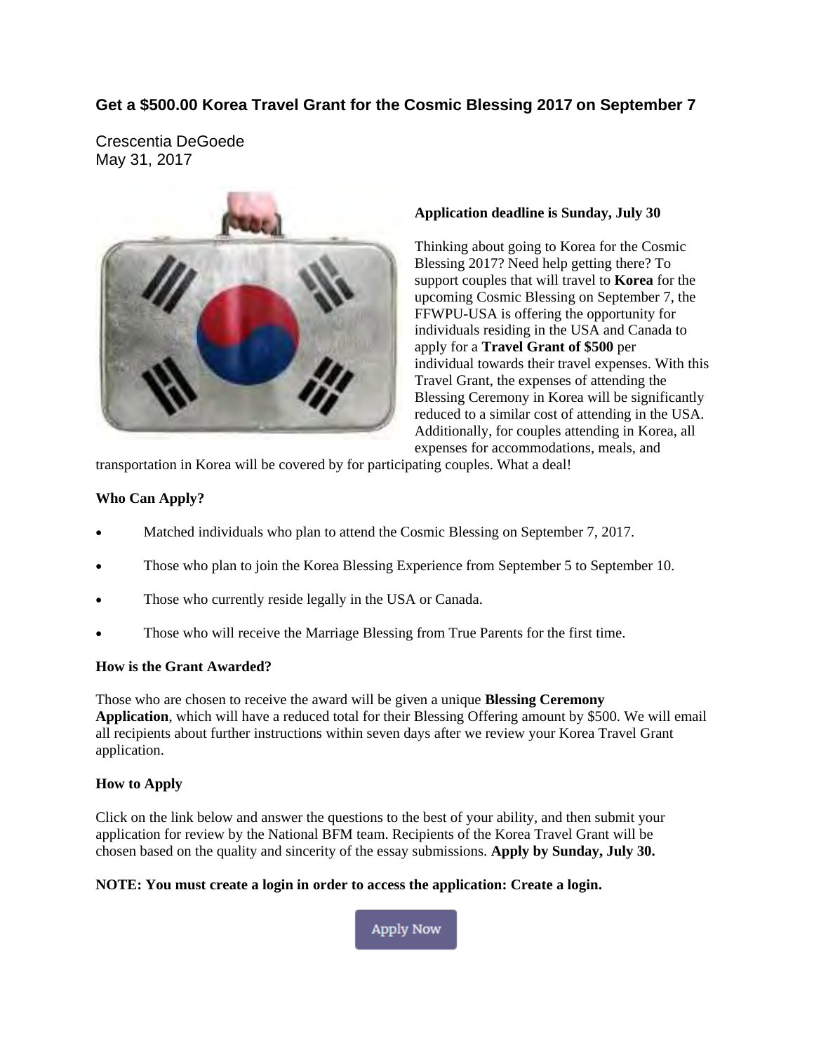## Get a $500.00 Korea Travel Grant for the Cosmic Blessing 2017 on September 7

Crescentia DeGoede
May 31, 2017

**Application deadline is Sunday, July 30**

Thinking about going to Korea for the Cosmic Blessing 2017? Need help getting there? To support couples that will travel to **Korea** for the upcoming Cosmic Blessing on September 7, the FFWPU-USA is offering the opportunity for individuals residing in the USA and Canada to apply for a **Travel Grant of $500** per individual towards their travel expenses. With this Travel Grant, the expenses of attending the Blessing Ceremony in Korea will be significantly reduced to a similar cost of attending in the USA. Additionally, for couples attending in Korea, all expenses for accommodations, meals, and transportation in Korea will be covered by for participating couples. What a deal!

**Who Can Apply?**

- Matched individuals who plan to attend the Cosmic Blessing on September 7, 2017.
- Those who plan to join the Korea Blessing Experience from September 5 to September 10.
- Those who currently reside legally in the USA or Canada.
- Those who will receive the Marriage Blessing from True Parents for the first time.

**How is the Grant Awarded?**

Those who are chosen to receive the award will be given a unique **Blessing Ceremony Application**, which will have a reduced total for their Blessing Offering amount by $500. We will email all recipients about further instructions within seven days after we review your Korea Travel Grant application.

**How to Apply**

Click on the link below and answer the questions to the best of your ability, and then submit your application for review by the National BFM team. Recipients of the Korea Travel Grant will be chosen based on the quality and sincerity of the essay submissions. **Apply by Sunday, July 30.**

**NOTE: You must create a login in order to access the application: Create a login.**

Apply Now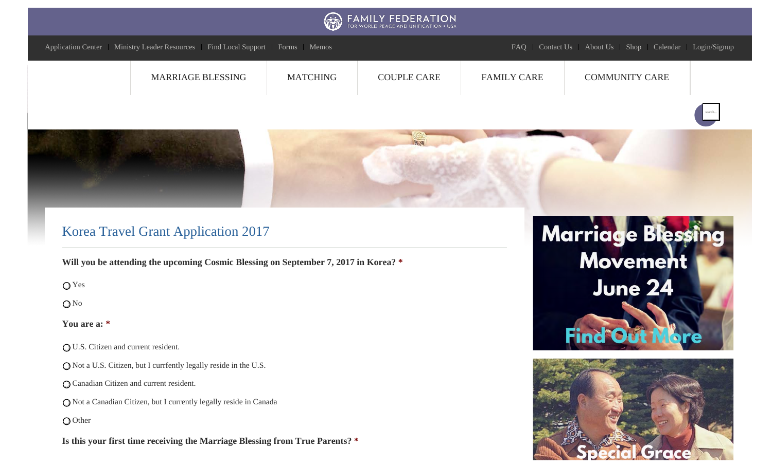FAMILY FEDERATION
FOR WORLD PEACE AND UNIFICATION • USA

Application Center | Ministry Leader Resources | Find Local Support | Forms | Memos

FAQ | Contact Us | About Us | Shop | Calendar | Login/Signup

MARRIAGE BLESSING | MATCHING | COUPLE CARE | FAMILY CARE | COMMUNITY CARE

# Korea Travel Grant Application 2017

**Will you be attending the upcoming Cosmic Blessing on September 7, 2017 in Korea? \***

- ◯ Yes
- ◯ No

**You are a: \***

- ◯ U.S. Citizen and current resident.
- ◯ Not a U.S. Citizen, but I currfently legally reside in the U.S.
- ◯ Canadian Citizen and current resident.
- ◯ Not a Canadian Citizen, but I currently legally reside in Canada
- ◯ Other

**Is this your first time receiving the Marriage Blessing from True Parents? \***

Marriage Blessing Movement June 24

Find Out More

Special Grace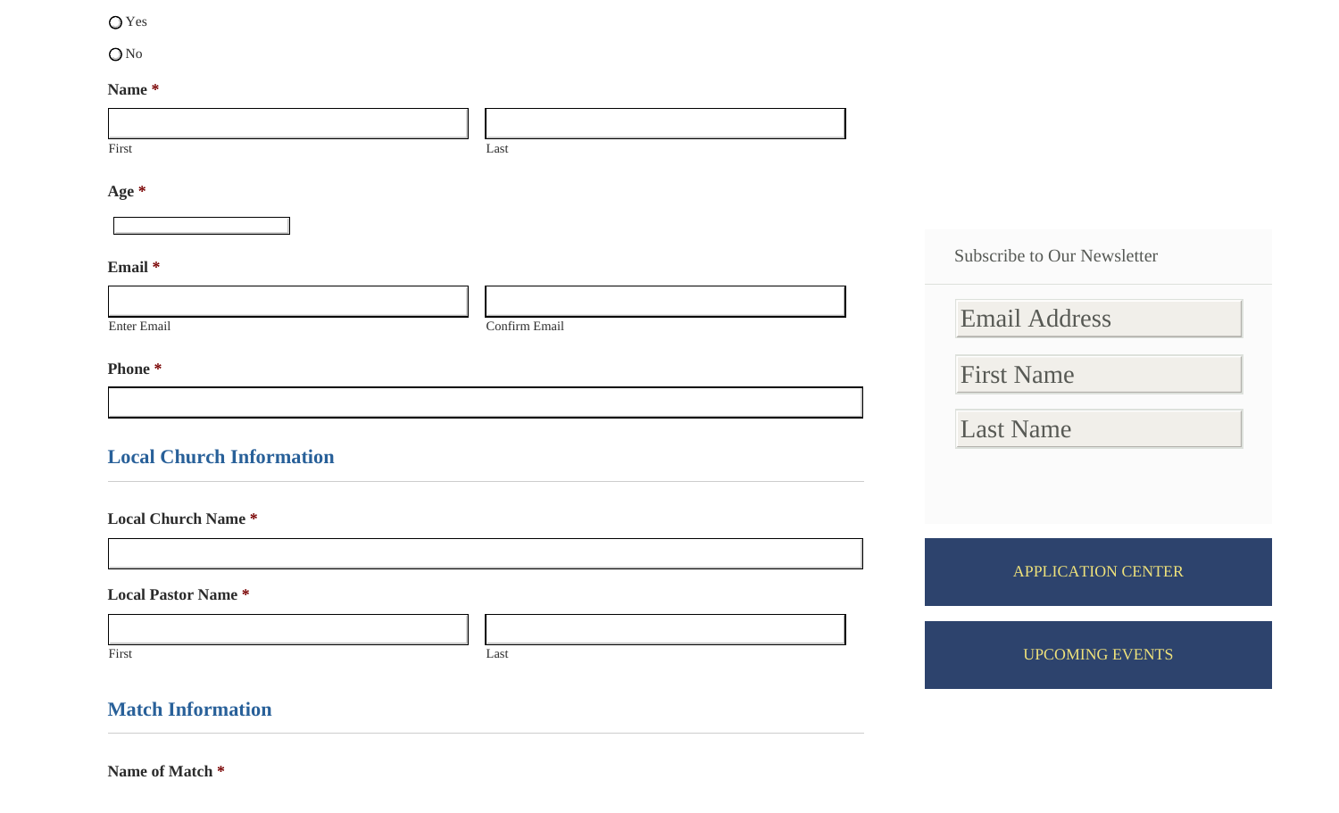○ Yes

○ No

**Name** *

First | Last

**Age** *

**Email** *

Enter Email | Confirm Email

**Phone** *

## Local Church Information

**Local Church Name** *

**Local Pastor Name** *

First | Last

## Match Information

**Name of Match** *

Subscribe to Our Newsletter

Email Address

First Name

Last Name

APPLICATION CENTER

UPCOMING EVENTS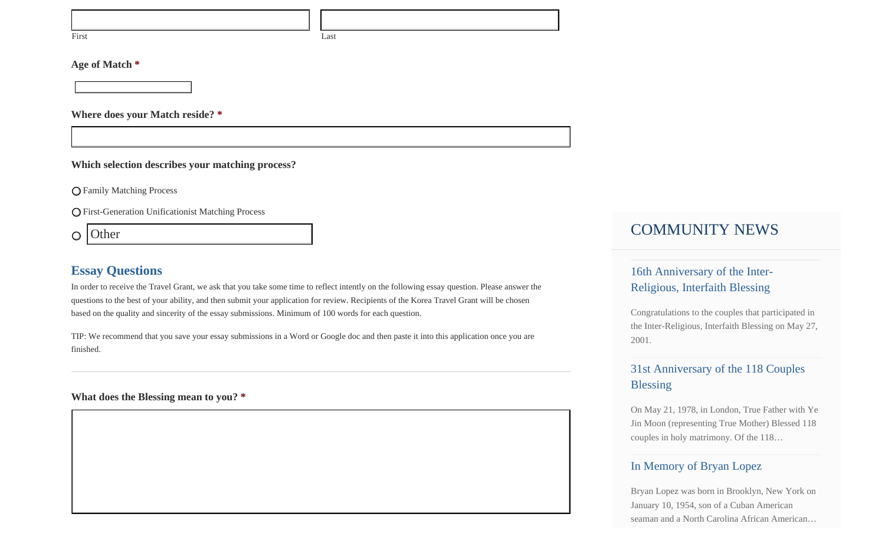First

Last

**Age of Match** *

**Where does your Match reside?** *

**Which selection describes your matching process?**

- Family Matching Process
- First-Generation Unificationist Matching Process
- Other

## Essay Questions

In order to receive the Travel Grant, we ask that you take some time to reflect intently on the following essay question. Please answer the questions to the best of your ability, and then submit your application for review. Recipients of the Korea Travel Grant will be chosen based on the quality and sincerity of the essay submissions. Minimum of 100 words for each question.

TIP: We recommend that you save your essay submissions in a Word or Google doc and then paste it into this application once you are finished.

---

**What does the Blessing mean to you?** *

## COMMUNITY NEWS

### 16th Anniversary of the Inter-Religious, Interfaith Blessing

Congratulations to the couples that participated in the Inter-Religious, Interfaith Blessing on May 27, 2001.

### 31st Anniversary of the 118 Couples Blessing

On May 21, 1978, in London, True Father with Ye Jin Moon (representing True Mother) Blessed 118 couples in holy matrimony. Of the 118…

### In Memory of Bryan Lopez

Bryan Lopez was born in Brooklyn, New York on January 10, 1954, son of a Cuban American seaman and a North Carolina African American…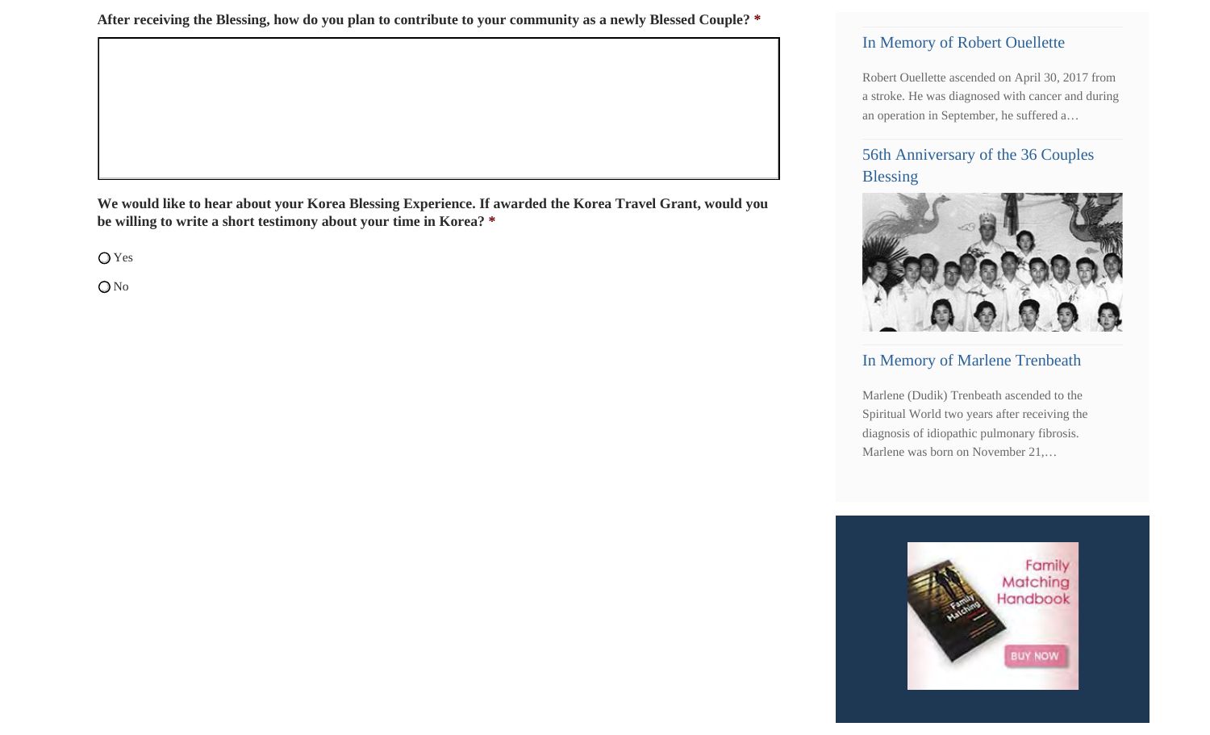**After receiving the Blessing, how do you plan to contribute to your community as a newly Blessed Couple? ***

**We would like to hear about your Korea Blessing Experience. If awarded the Korea Travel Grant, would you be willing to write a short testimony about your time in Korea? ***

- Yes
- No

In Memory of Robert Ouellette

Robert Ouellette ascended on April 30, 2017 from a stroke. He was diagnosed with cancer and during an operation in September, he suffered a…

56th Anniversary of the 36 Couples Blessing

In Memory of Marlene Trenbeath

Marlene (Dudik) Trenbeath ascended to the Spiritual World two years after receiving the diagnosis of idiopathic pulmonary fibrosis. Marlene was born on November 21,…

Family Matching Handbook

BUY NOW